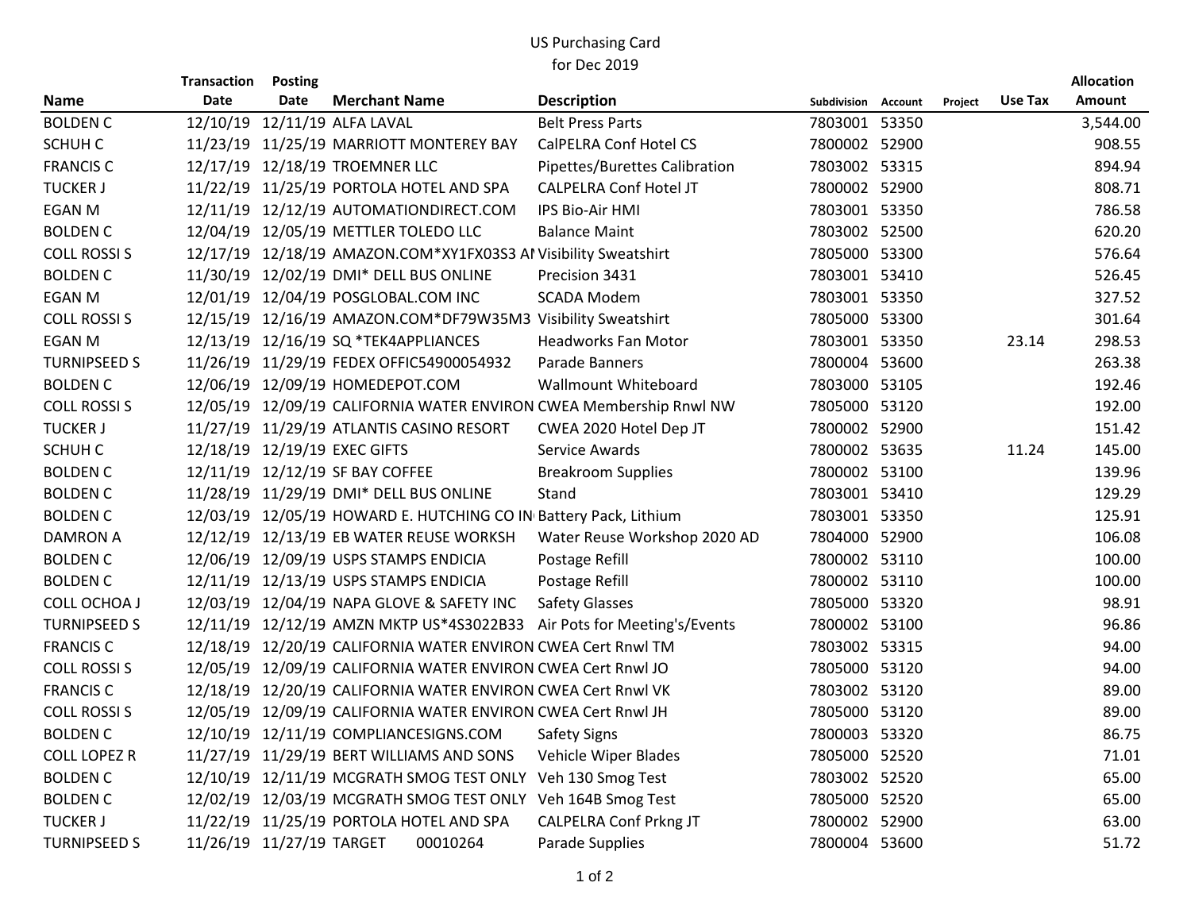# US Purchasing Card
## for Dec 2019

| Name | Transaction Date | Posting Date | Merchant Name | Description | Subdivision | Account | Project | Use Tax | Allocation Amount |
|---|---|---|---|---|---|---|---|---|---|
| BOLDEN C | 12/10/19 | 12/11/19 | ALFA LAVAL | Belt Press Parts | 7803001 | 53350 | | | 3,544.00 |
| SCHUH C | 11/23/19 | 11/25/19 | MARRIOTT MONTEREY BAY | CalPELRA Conf Hotel CS | 7800002 | 52900 | | | 908.55 |
| FRANCIS C | 12/17/19 | 12/18/19 | TROEMNER LLC | Pipettes/Burettes Calibration | 7803002 | 53315 | | | 894.94 |
| TUCKER J | 11/22/19 | 11/25/19 | PORTOLA HOTEL AND SPA | CALPELRA Conf Hotel JT | 7800002 | 52900 | | | 808.71 |
| EGAN M | 12/11/19 | 12/12/19 | AUTOMATIONDIRECT.COM | IPS Bio-Air HMI | 7803001 | 53350 | | | 786.58 |
| BOLDEN C | 12/04/19 | 12/05/19 | METTLER TOLEDO LLC | Balance Maint | 7803002 | 52500 | | | 620.20 |
| COLL ROSSI S | 12/17/19 | 12/18/19 | AMAZON.COM*XY1FX03S3 AI | Visibility Sweatshirt | 7805000 | 53300 | | | 576.64 |
| BOLDEN C | 11/30/19 | 12/02/19 | DMI* DELL BUS ONLINE | Precision 3431 | 7803001 | 53410 | | | 526.45 |
| EGAN M | 12/01/19 | 12/04/19 | POSGLOBAL.COM INC | SCADA Modem | 7803001 | 53350 | | | 327.52 |
| COLL ROSSI S | 12/15/19 | 12/16/19 | AMAZON.COM*DF79W35M3 | Visibility Sweatshirt | 7805000 | 53300 | | | 301.64 |
| EGAN M | 12/13/19 | 12/16/19 | SQ *TEK4APPLIANCES | Headworks Fan Motor | 7803001 | 53350 | | 23.14 | 298.53 |
| TURNIPSEED S | 11/26/19 | 11/29/19 | FEDEX OFFIC54900054932 | Parade Banners | 7800004 | 53600 | | | 263.38 |
| BOLDEN C | 12/06/19 | 12/09/19 | HOMEDEPOT.COM | Wallmount Whiteboard | 7803000 | 53105 | | | 192.46 |
| COLL ROSSI S | 12/05/19 | 12/09/19 | CALIFORNIA WATER ENVIRON | CWEA Membership Rnwl NW | 7805000 | 53120 | | | 192.00 |
| TUCKER J | 11/27/19 | 11/29/19 | ATLANTIS CASINO RESORT | CWEA 2020 Hotel Dep JT | 7800002 | 52900 | | | 151.42 |
| SCHUH C | 12/18/19 | 12/19/19 | EXEC GIFTS | Service Awards | 7800002 | 53635 | | 11.24 | 145.00 |
| BOLDEN C | 12/11/19 | 12/12/19 | SF BAY COFFEE | Breakroom Supplies | 7800002 | 53100 | | | 139.96 |
| BOLDEN C | 11/28/19 | 11/29/19 | DMI* DELL BUS ONLINE | Stand | 7803001 | 53410 | | | 129.29 |
| BOLDEN C | 12/03/19 | 12/05/19 | HOWARD E. HUTCHING CO IN | Battery Pack, Lithium | 7803001 | 53350 | | | 125.91 |
| DAMRON A | 12/12/19 | 12/13/19 | EB WATER REUSE WORKSH | Water Reuse Workshop 2020 AD | 7804000 | 52900 | | | 106.08 |
| BOLDEN C | 12/06/19 | 12/09/19 | USPS STAMPS ENDICIA | Postage Refill | 7800002 | 53110 | | | 100.00 |
| BOLDEN C | 12/11/19 | 12/13/19 | USPS STAMPS ENDICIA | Postage Refill | 7800002 | 53110 | | | 100.00 |
| COLL OCHOA J | 12/03/19 | 12/04/19 | NAPA GLOVE & SAFETY INC | Safety Glasses | 7805000 | 53320 | | | 98.91 |
| TURNIPSEED S | 12/11/19 | 12/12/19 | AMZN MKTP US*4S3022B33 | Air Pots for Meeting's/Events | 7800002 | 53100 | | | 96.86 |
| FRANCIS C | 12/18/19 | 12/20/19 | CALIFORNIA WATER ENVIRON | CWEA Cert Rnwl TM | 7803002 | 53315 | | | 94.00 |
| COLL ROSSI S | 12/05/19 | 12/09/19 | CALIFORNIA WATER ENVIRON | CWEA Cert Rnwl JO | 7805000 | 53120 | | | 94.00 |
| FRANCIS C | 12/18/19 | 12/20/19 | CALIFORNIA WATER ENVIRON | CWEA Cert Rnwl VK | 7803002 | 53120 | | | 89.00 |
| COLL ROSSI S | 12/05/19 | 12/09/19 | CALIFORNIA WATER ENVIRON | CWEA Cert Rnwl JH | 7805000 | 53120 | | | 89.00 |
| BOLDEN C | 12/10/19 | 12/11/19 | COMPLIANCESIGNS.COM | Safety Signs | 7800003 | 53320 | | | 86.75 |
| COLL LOPEZ R | 11/27/19 | 11/29/19 | BERT WILLIAMS AND SONS | Vehicle Wiper Blades | 7805000 | 52520 | | | 71.01 |
| BOLDEN C | 12/10/19 | 12/11/19 | MCGRATH SMOG TEST ONLY | Veh 130 Smog Test | 7803002 | 52520 | | | 65.00 |
| BOLDEN C | 12/02/19 | 12/03/19 | MCGRATH SMOG TEST ONLY | Veh 164B Smog Test | 7805000 | 52520 | | | 65.00 |
| TUCKER J | 11/22/19 | 11/25/19 | PORTOLA HOTEL AND SPA | CALPELRA Conf Prkng JT | 7800002 | 52900 | | | 63.00 |
| TURNIPSEED S | 11/26/19 | 11/27/19 | TARGET 00010264 | Parade Supplies | 7800004 | 53600 | | | 51.72 |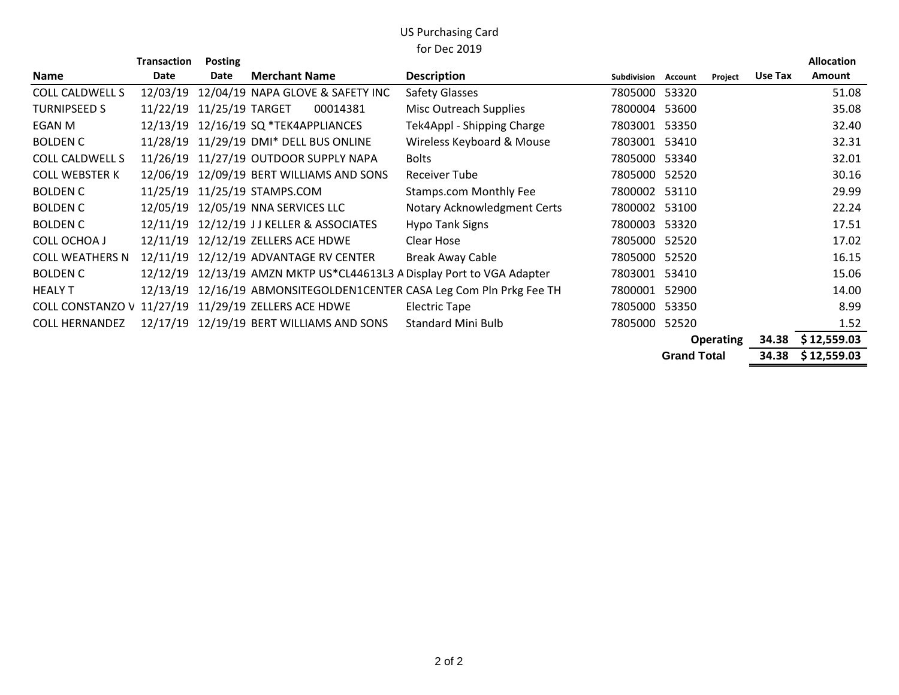US Purchasing Card
for Dec 2019

| Name | Transaction Date | Posting Date | Merchant Name | Description | Subdivision | Account | Project | Use Tax | Allocation Amount |
|---|---|---|---|---|---|---|---|---|---|
| COLL CALDWELL S | 12/03/19 | 12/04/19 | NAPA GLOVE & SAFETY INC | Safety Glasses | 7805000 | 53320 | | | 51.08 |
| TURNIPSEED S | 11/22/19 | 11/25/19 | TARGET 00014381 | Misc Outreach Supplies | 7800004 | 53600 | | | 35.08 |
| EGAN M | 12/13/19 | 12/16/19 | SQ *TEK4APPLIANCES | Tek4Appl - Shipping Charge | 7803001 | 53350 | | | 32.40 |
| BOLDEN C | 11/28/19 | 11/29/19 | DMI* DELL BUS ONLINE | Wireless Keyboard & Mouse | 7803001 | 53410 | | | 32.31 |
| COLL CALDWELL S | 11/26/19 | 11/27/19 | OUTDOOR SUPPLY NAPA | Bolts | 7805000 | 53340 | | | 32.01 |
| COLL WEBSTER K | 12/06/19 | 12/09/19 | BERT WILLIAMS AND SONS | Receiver Tube | 7805000 | 52520 | | | 30.16 |
| BOLDEN C | 11/25/19 | 11/25/19 | STAMPS.COM | Stamps.com Monthly Fee | 7800002 | 53110 | | | 29.99 |
| BOLDEN C | 12/05/19 | 12/05/19 | NNA SERVICES LLC | Notary Acknowledgment Certs | 7800002 | 53100 | | | 22.24 |
| BOLDEN C | 12/11/19 | 12/12/19 | J J KELLER & ASSOCIATES | Hypo Tank Signs | 7800003 | 53320 | | | 17.51 |
| COLL OCHOA J | 12/11/19 | 12/12/19 | ZELLERS ACE HDWE | Clear Hose | 7805000 | 52520 | | | 17.02 |
| COLL WEATHERS N | 12/11/19 | 12/12/19 | ADVANTAGE RV CENTER | Break Away Cable | 7805000 | 52520 | | | 16.15 |
| BOLDEN C | 12/12/19 | 12/13/19 | AMZN MKTP US*CL44613L3 A | Display Port to VGA Adapter | 7803001 | 53410 | | | 15.06 |
| HEALY T | 12/13/19 | 12/16/19 | ABMONSITEGOLDEN1CENTER | CASA Leg Com Pln Prkg Fee TH | 7800001 | 52900 | | | 14.00 |
| COLL CONSTANZO V | 11/27/19 | 11/29/19 | ZELLERS ACE HDWE | Electric Tape | 7805000 | 53350 | | | 8.99 |
| COLL HERNANDEZ | 12/17/19 | 12/19/19 | BERT WILLIAMS AND SONS | Standard Mini Bulb | 7805000 | 52520 | | | 1.52 |
| | | | | | | | **Operating** | **34.38** | **$ 12,559.03** |
| | | | | | | **Grand Total** | | **34.38** | **$ 12,559.03** |